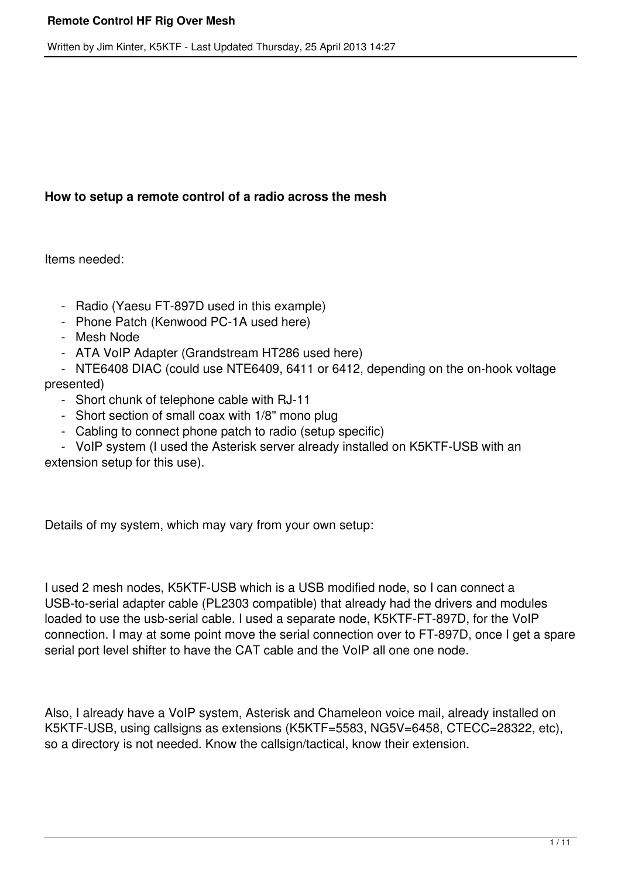**How to setup a remote control of a radio across the mesh**

Items needed:

- Radio (Yaesu FT-897D used in this example)
- Phone Patch (Kenwood PC-1A used here)
- Mesh Node
- ATA VoIP Adapter (Grandstream HT286 used here)
- NTE6408 DIAC (could use NTE6409, 6411 or 6412, depending on the on-hook voltage presented)
- Short chunk of telephone cable with RJ-11
- Short section of small coax with 1/8" mono plug
- Cabling to connect phone patch to radio (setup specific)
- VoIP system (I used the Asterisk server already installed on K5KTF-USB with an extension setup for this use).

Details of my system, which may vary from your own setup:

I used 2 mesh nodes, K5KTF-USB which is a USB modified node, so I can connect a USB-to-serial adapter cable (PL2303 compatible) that already had the drivers and modules loaded to use the usb-serial cable. I used a separate node, K5KTF-FT-897D, for the VoIP connection. I may at some point move the serial connection over to FT-897D, once I get a spare serial port level shifter to have the CAT cable and the VoIP all one one node.

Also, I already have a VoIP system, Asterisk and Chameleon voice mail, already installed on K5KTF-USB, using callsigns as extensions (K5KTF=5583, NG5V=6458, CTECC=28322, etc), so a directory is not needed. Know the callsign/tactical, know their extension.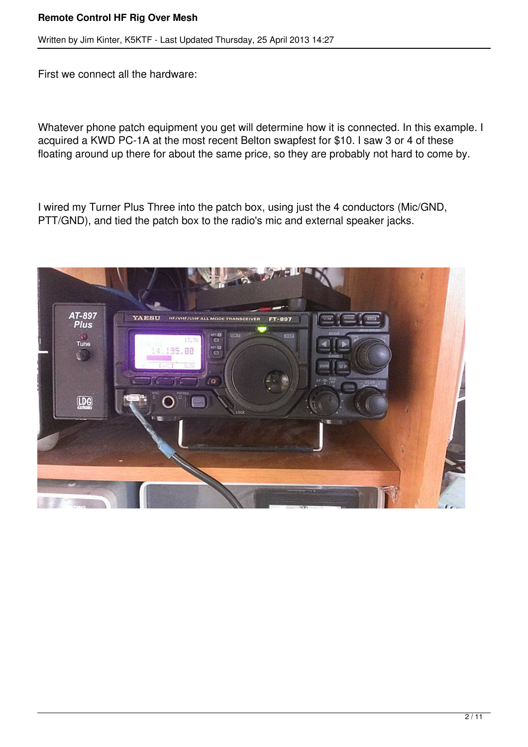First we connect all the hardware:

Whatever phone patch equipment you get will determine how it is connected. In this example. I acquired a KWD PC-1A at the most recent Belton swapfest for $10. I saw 3 or 4 of these floating around up there for about the same price, so they are probably not hard to come by.

I wired my Turner Plus Three into the patch box, using just the 4 conductors (Mic/GND, PTT/GND), and tied the patch box to the radio's mic and external speaker jacks.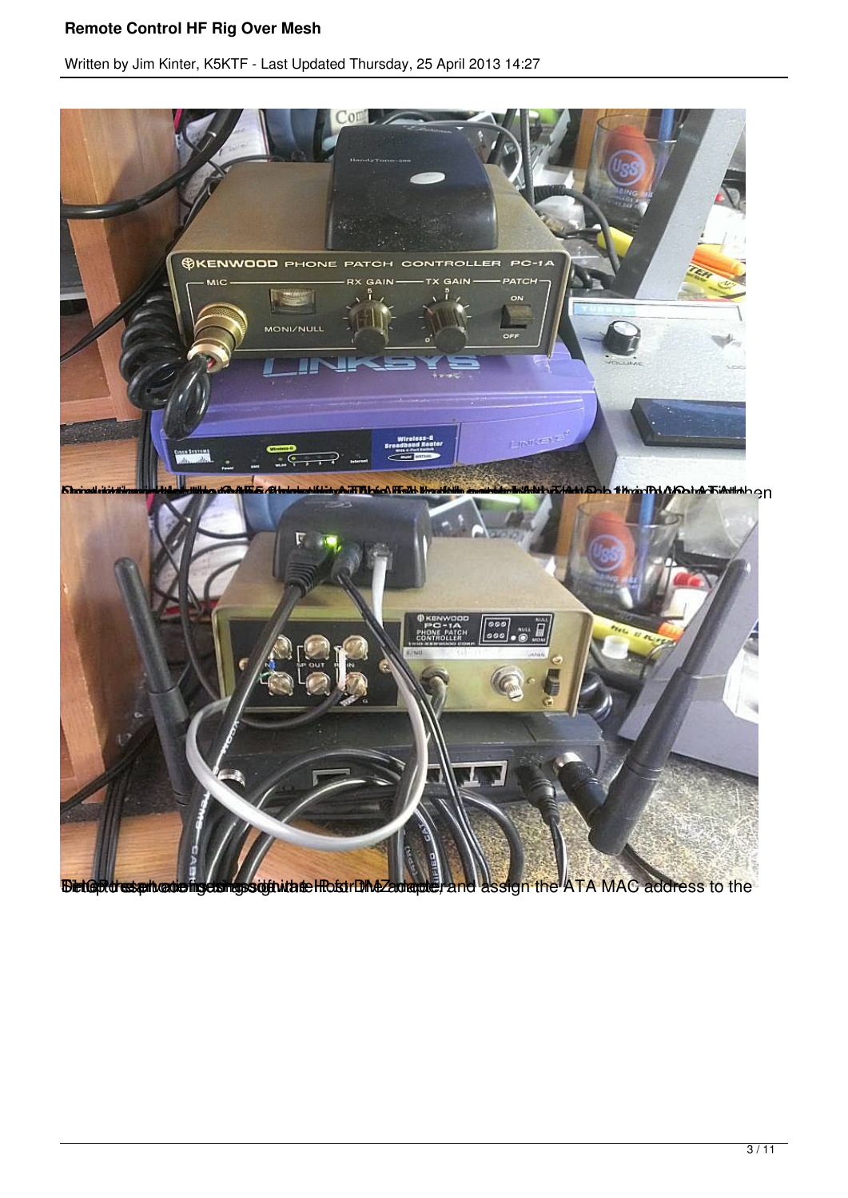and assign the ATA MAC address to the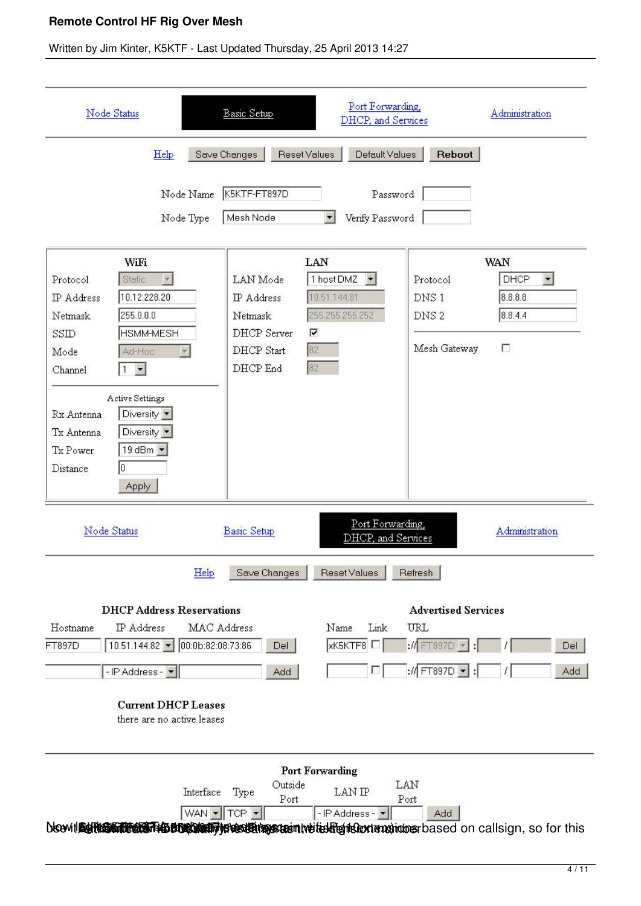Node Status | **Basic Setup** | Port Forwarding, DHCP, and Services | Administration

Help | Save Changes | Reset Values | Default Values | Reboot

Node Name: K5KTF-FT897D    Password:

Node Type: Mesh Node    Verify Password:

| WiFi | | LAN | | WAN | |
|---|---|---|---|---|---|
| Protocol | Static | LAN Mode | 1 host DMZ | Protocol | DHCP |
| IP Address | 10.12.228.20 | IP Address | 10.51.144.81 | DNS 1 | 8.8.8.8 |
| Netmask | 255.0.0.0 | Netmask | 255.255.255.252 | DNS 2 | 8.8.4.4 |
| SSID | HSMM-MESH | DHCP Server | ☑ | Mesh Gateway | ☐ |
| Mode | Ad-Hoc | DHCP Start | 82 | | |
| Channel | 1 | DHCP End | 82 | | |

**Active Settings**

| | |
|---|---|
| Rx Antenna | Diversity |
| Tx Antenna | Diversity |
| Tx Power | 19 dBm |
| Distance | 0 |

Apply

Node Status | Basic Setup | **Port Forwarding, DHCP, and Services** | Administration

Help | Save Changes | Reset Values | Refresh

**DHCP Address Reservations**

| Hostname | IP Address | MAC Address | |
|---|---|---|---|
| FT897D | 10.51.144.82 | 00:0b:82:08:73:86 | Del |
| | - IP Address - | | Add |

**Advertised Services**

| Name | Link | URL | |
|---|---|---|---|
| xK5KTF8 | ☐ | :// FT897D : / | Del |
| | ☐ | :// FT897D : / | Add |

**Current DHCP Leases**

there are no active leases

**Port Forwarding**

| Interface | Type | Outside Port | LAN IP | LAN Port | |
|---|---|---|---|---|---|
| WAN | TCP | | - IP Address - | | Add |

based on callsign, so for this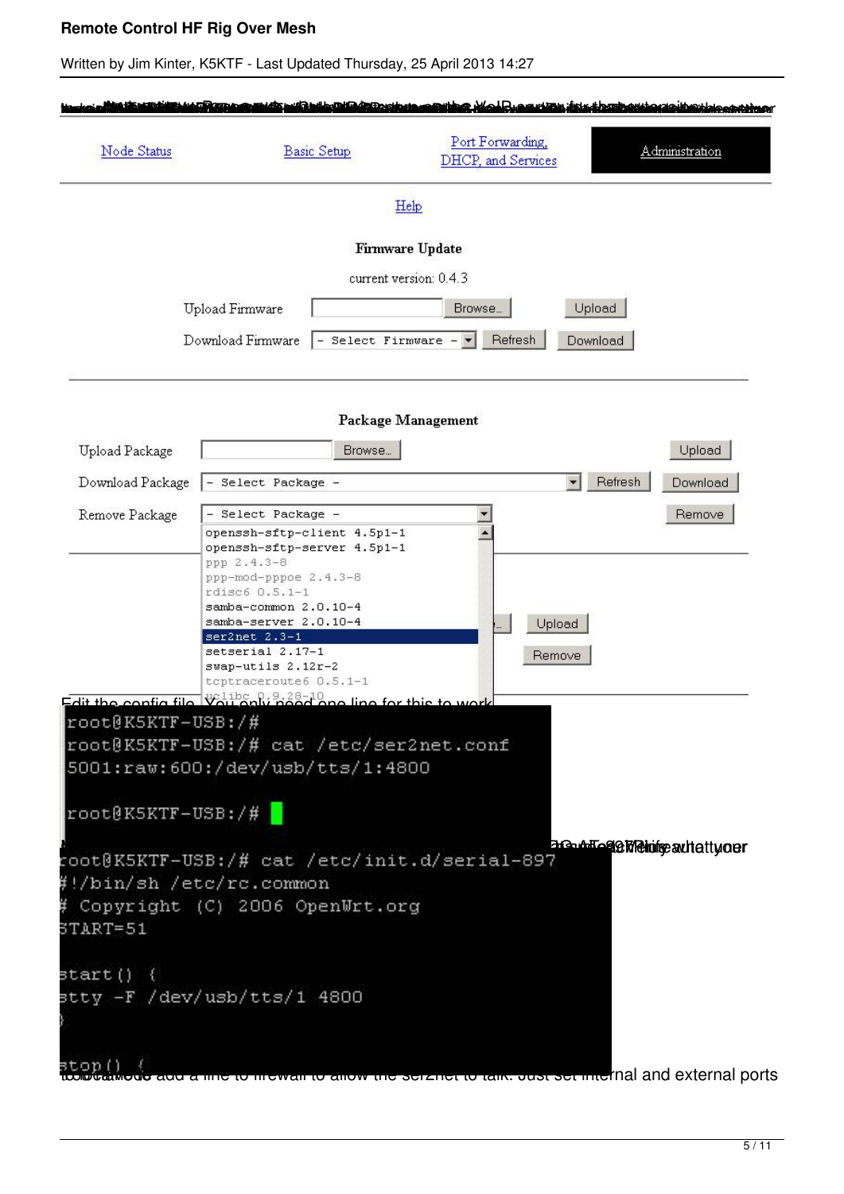| Node Status | Basic Setup | Port Forwarding, DHCP, and Services | Administration |
|---|---|---|---|

Help

**Firmware Update**

current version: 0.4.3

Upload Firmware [ ] Browse... Upload

Download Firmware - Select Firmware - Refresh Download

**Package Management**

Upload Package [ ] Browse... Upload

Download Package - Select Package - Refresh Download

Remove Package - Select Package - Remove

openssh-sftp-client 4.5p1-1
openssh-sftp-server 4.5p1-1
ppp 2.4.3-8
ppp-mod-pppoe 2.4.3-8
rdisc6 0.5.1-1
samba-common 2.0.10-4
samba-server 2.0.10-4
ser2net 2.3-1
setserial 2.17-1
swap-utils 2.12r-2
tcptraceroute6 0.5.1-1
uclibc 0.9.28-10

Upload

Remove

Edit the config file. You only need one line for this to work.

```
root@K5KTF-USB:/#
root@K5KTF-USB:/# cat /etc/ser2net.conf
5001:raw:600:/dev/usb/tts/1:4800

root@K5KTF-USB:/#
```

```
root@K5KTF-USB:/# cat /etc/init.d/serial-897
#!/bin/sh /etc/rc.common
# Copyright (C) 2006 OpenWrt.org
START=51

start() {
stty -F /dev/usb/tts/1 4800
}

stop() {
```

... add a line to firewall to allow the ser2net to talk. Just set internal and external ports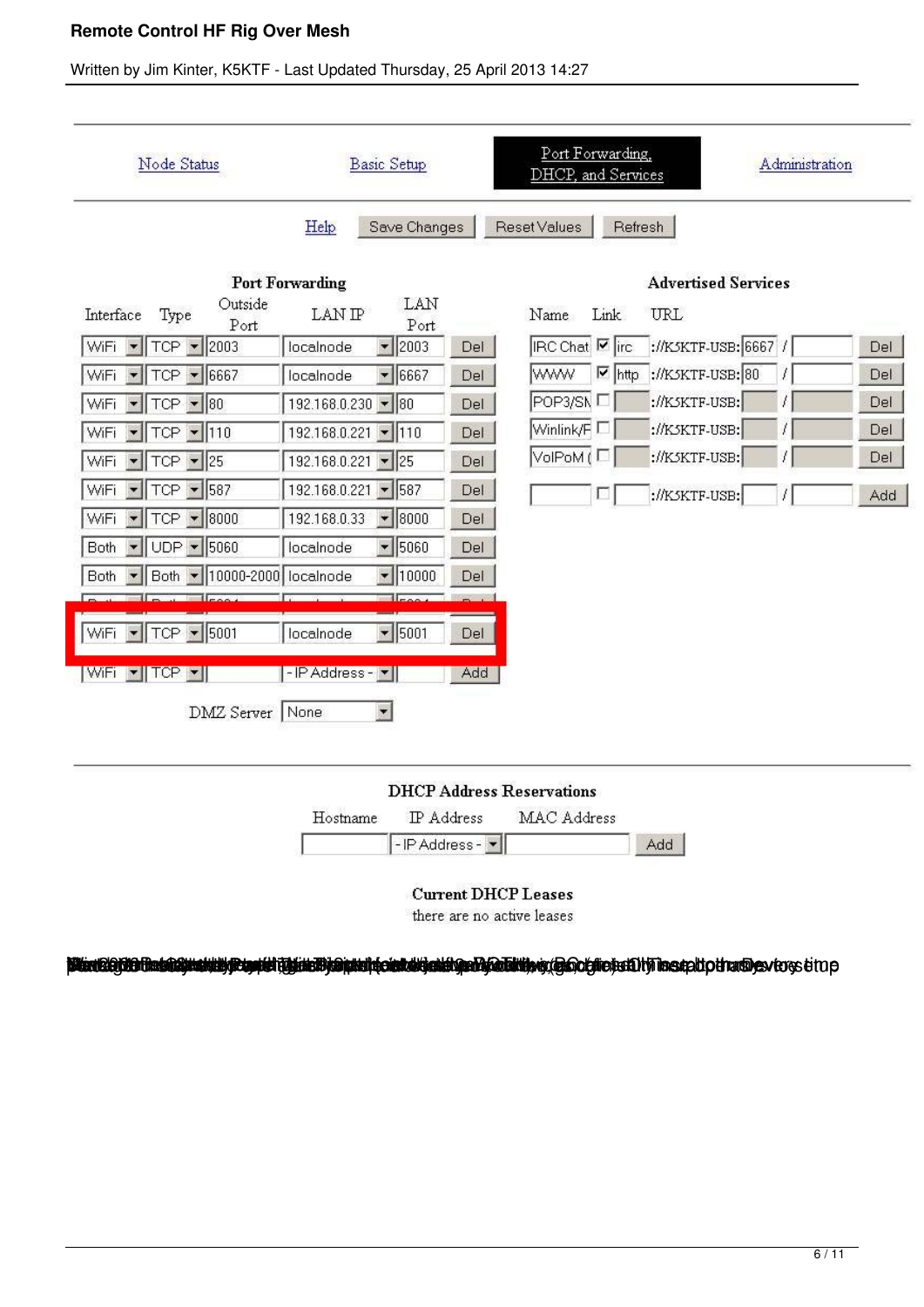Node Status | Basic Setup | Port Forwarding, DHCP, and Services | Administration

Help | Save Changes | Reset Values | Refresh

**Port Forwarding**

| Interface | Type | Outside Port | LAN IP | LAN Port | |
|---|---|---|---|---|---|
| WiFi | TCP | 2003 | localnode | 2003 | Del |
| WiFi | TCP | 6667 | localnode | 6667 | Del |
| WiFi | TCP | 80 | 192.168.0.230 | 80 | Del |
| WiFi | TCP | 110 | 192.168.0.221 | 110 | Del |
| WiFi | TCP | 25 | 192.168.0.221 | 25 | Del |
| WiFi | TCP | 587 | 192.168.0.221 | 587 | Del |
| WiFi | TCP | 8000 | 192.168.0.33 | 8000 | Del |
| Both | UDP | 5060 | localnode | 5060 | Del |
| Both | Both | 10000-2000 | localnode | 10000 | Del |
| WiFi | TCP | 5001 | localnode | 5001 | Del |
| WiFi | TCP | | - IP Address - | | Add |

DMZ Server: None

**Advertised Services**

| Name | Link | URL | | | |
|---|---|---|---|---|---|
| IRC Chat | ☑ | irc ://K5KTF-USB: | 6667 | / | Del |
| WWW | ☑ | http ://K5KTF-USB: | 80 | / | Del |
| POP3/SN | ☐ | ://K5KTF-USB: | | / | Del |
| Winlink/F | ☐ | ://K5KTF-USB: | | / | Del |
| VoIPoM ( | ☐ | ://K5KTF-USB: | | / | Del |
| | ☐ | ://K5KTF-USB: | | / | Add |

**DHCP Address Reservations**

| Hostname | IP Address | MAC Address | |
|---|---|---|---|
| | - IP Address - | | Add |

**Current DHCP Leases**

there are no active leases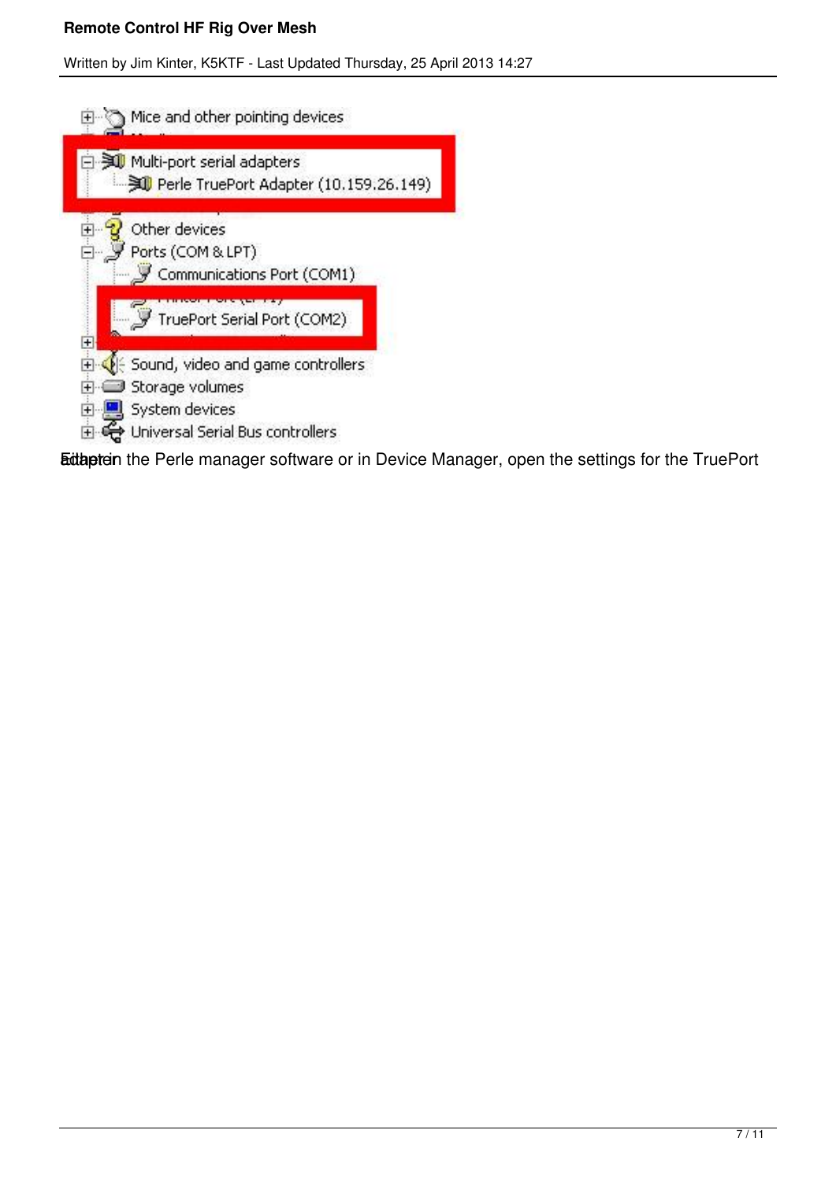Either in the Perle manager software or in Device Manager, open the settings for the TruePort adapter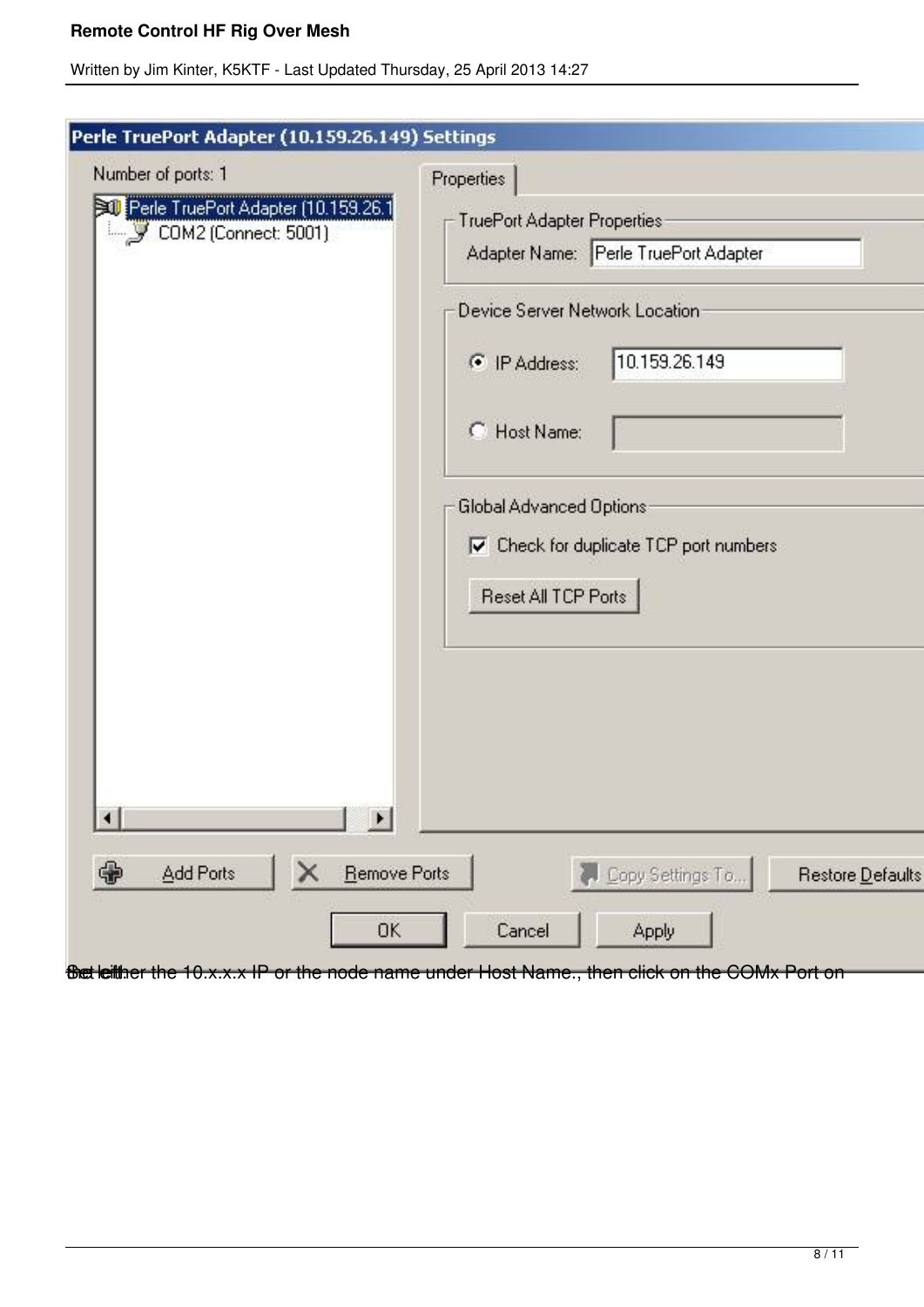Set either the 10.x.x.x IP or the node name under Host Name., then click on the COMx Port on the left.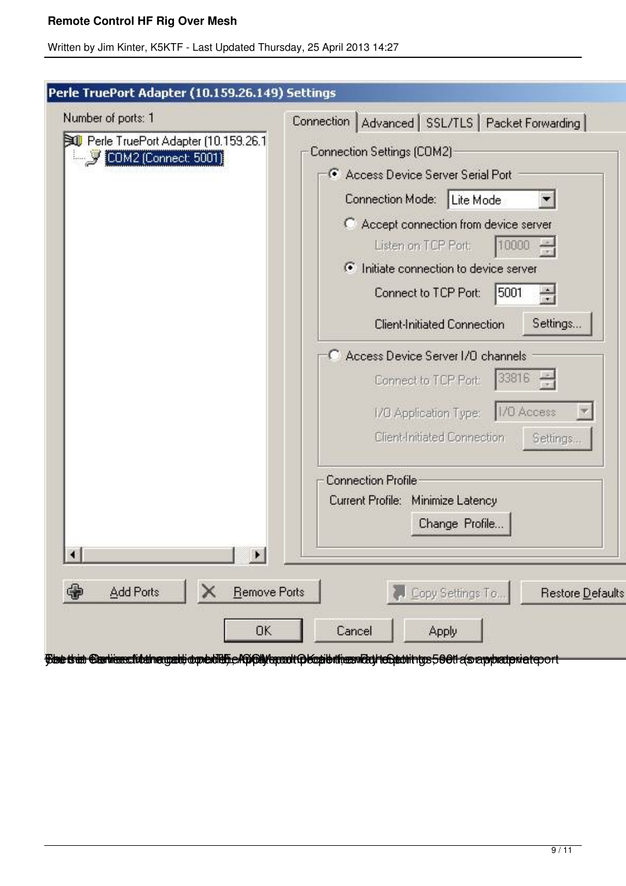**Perle TruePort Adapter (10.159.26.149) Settings**

Number of ports: 1

- Perle TruePort Adapter (10.159.26.1
  - COM2 (Connect: 5001)

Connection | Advanced | SSL/TLS | Packet Forwarding

Connection Settings (COM2)

- (•) Access Device Server Serial Port
  - Connection Mode: Lite Mode
  - ( ) Accept connection from device server
    - Listen on TCP Port: 10000
  - (•) Initiate connection to device server
    - Connect to TCP Port: 5001
    - Client-Initiated Connection [Settings...]
- ( ) Access Device Server I/O channels
  - Connect to TCP Port: 33816
  - I/O Application Type: I/O Access
  - Client-Initiated Connection [Settings...]

Connection Profile

Current Profile: Minimize Latency

[Change Profile...]

[Add Ports] [Remove Ports] [Copy Settings To...] [Restore Defaults]

[OK] [Cancel] [Apply]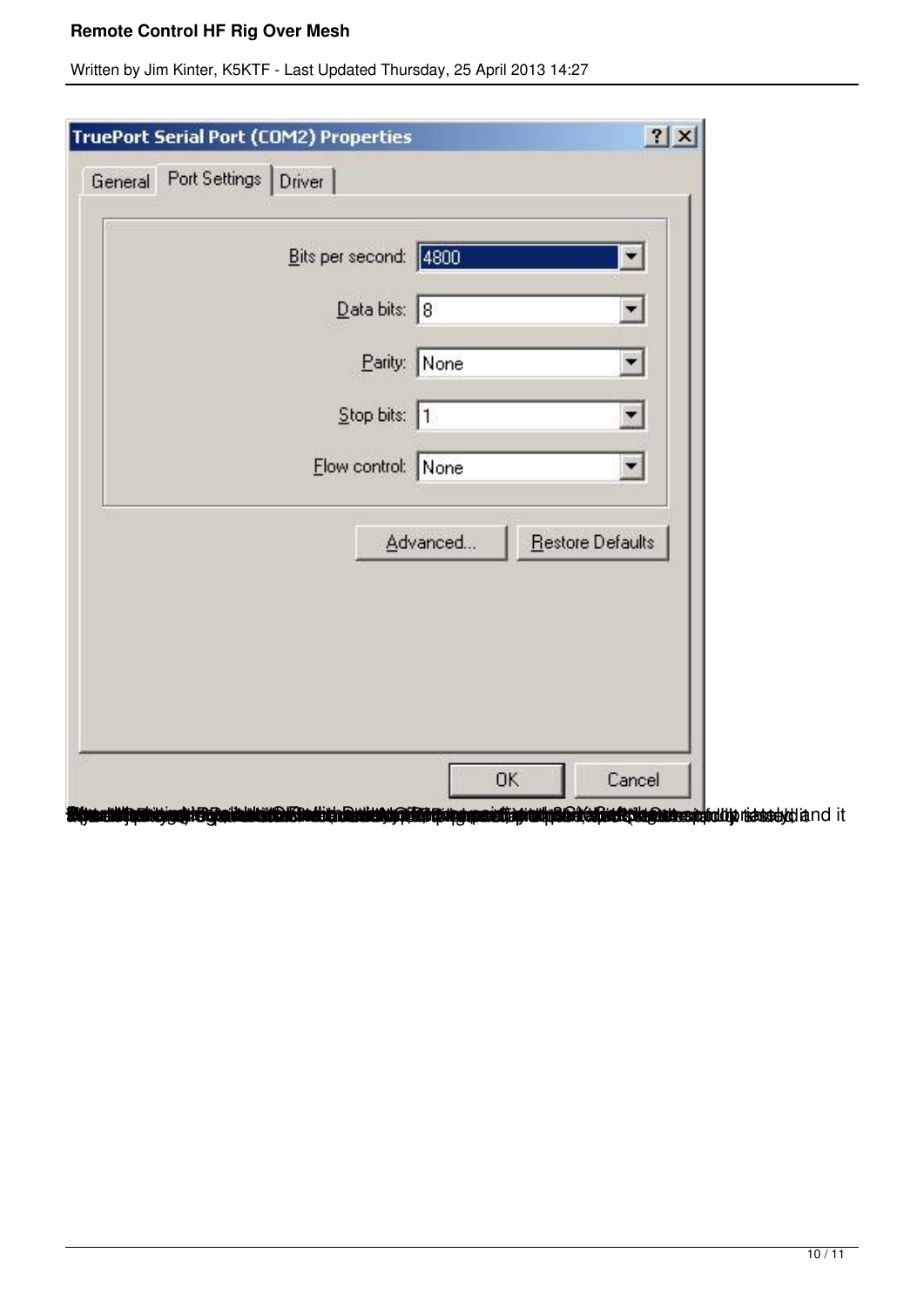**TruePort Serial Port (COM2) Properties**

General | Port Settings | Driver

| Setting | Value |
| --- | --- |
| Bits per second: | 4800 |
| Data bits: | 8 |
| Parity: | None |
| Stop bits: | 1 |
| Flow control: | None |

Advanced... | Restore Defaults

OK | Cancel

and it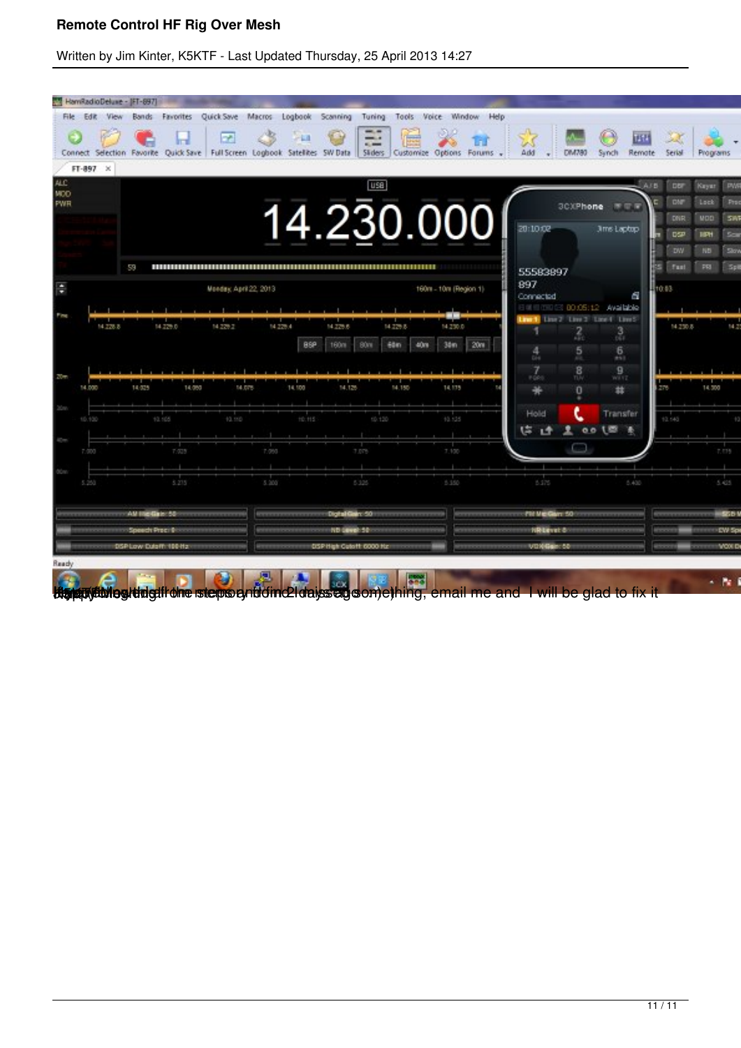Happy Meshing! If I messed up something, email me and I will be glad to fix it